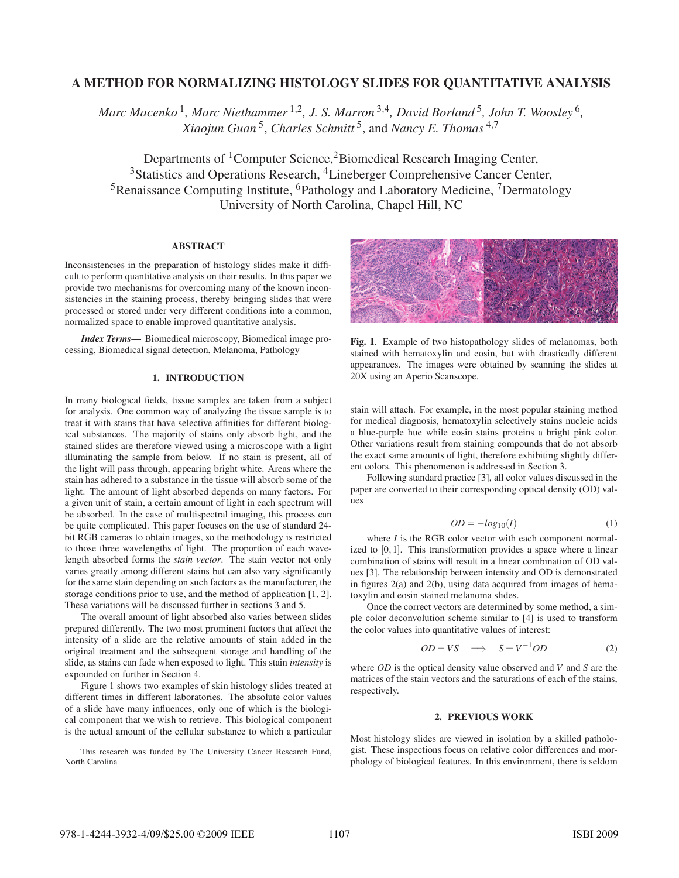# A METHOD FOR NORMALIZING HISTOLOGY SLIDES FOR QUANTITATIVE ANALYSIS

*Marc Macenko* [1], *Marc Niethammer* [1,2], *J. S. Marron* [3,4], *David Borland* [5], *John T. Woosley* [6], *Xiaojun Guan* [5], *Charles Schmitt* [5], and *Nancy E. Thomas* [4,7]

Departments of [1]Computer Science,[2]Biomedical Research Imaging Center, [3]Statistics and Operations Research, [4]Lineberger Comprehensive Cancer Center, [5]Renaissance Computing Institute, [6]Pathology and Laboratory Medicine, [7]Dermatology
University of North Carolina, Chapel Hill, NC

## ABSTRACT

Inconsistencies in the preparation of histology slides make it difficult to perform quantitative analysis on their results. In this paper we provide two mechanisms for overcoming many of the known inconsistencies in the staining process, thereby bringing slides that were processed or stored under very different conditions into a common, normalized space to enable improved quantitative analysis.

***Index Terms*—** Biomedical microscopy, Biomedical image processing, Biomedical signal detection, Melanoma, Pathology

## 1. INTRODUCTION

In many biological fields, tissue samples are taken from a subject for analysis. One common way of analyzing the tissue sample is to treat it with stains that have selective affinities for different biological substances. The majority of stains only absorb light, and the stained slides are therefore viewed using a microscope with a light illuminating the sample from below. If no stain is present, all of the light will pass through, appearing bright white. Areas where the stain has adhered to a substance in the tissue will absorb some of the light. The amount of light absorbed depends on many factors. For a given unit of stain, a certain amount of light in each spectrum will be absorbed. In the case of multispectral imaging, this process can be quite complicated. This paper focuses on the use of standard 24-bit RGB cameras to obtain images, so the methodology is restricted to those three wavelengths of light. The proportion of each wavelength absorbed forms the *stain vector*. The stain vector not only varies greatly among different stains but can also vary significantly for the same stain depending on such factors as the manufacturer, the storage conditions prior to use, and the method of application [1, 2]. These variations will be discussed further in sections 3 and 5.

The overall amount of light absorbed also varies between slides prepared differently. The two most prominent factors that affect the intensity of a slide are the relative amounts of stain added in the original treatment and the subsequent storage and handling of the slide, as stains can fade when exposed to light. This stain *intensity* is expounded on further in Section 4.

Figure 1 shows two examples of skin histology slides treated at different times in different laboratories. The absolute color values of a slide have many influences, only one of which is the biological component that we wish to retrieve. This biological component is the actual amount of the cellular substance to which a particular stain will attach. For example, in the most popular staining method for medical diagnosis, hematoxylin selectively stains nucleic acids a blue-purple hue while eosin stains proteins a bright pink color. Other variations result from staining compounds that do not absorb the exact same amounts of light, therefore exhibiting slightly different colors. This phenomenon is addressed in Section 3.

**Fig. 1**. Example of two histopathology slides of melanomas, both stained with hematoxylin and eosin, but with drastically different appearances. The images were obtained by scanning the slides at 20X using an Aperio Scanscope.

Following standard practice [3], all color values discussed in the paper are converted to their corresponding optical density (OD) values

$$OD = -log_{10}(I) \tag{1}$$

where $I$ is the RGB color vector with each component normalized to $[0, 1]$. This transformation provides a space where a linear combination of stains will result in a linear combination of OD values [3]. The relationship between intensity and OD is demonstrated in figures 2(a) and 2(b), using data acquired from images of hematoxylin and eosin stained melanoma slides.

Once the correct vectors are determined by some method, a simple color deconvolution scheme similar to [4] is used to transform the color values into quantitative values of interest:

$$OD = VS \implies S = V^{-1}OD \tag{2}$$

where $OD$ is the optical density value observed and $V$ and $S$ are the matrices of the stain vectors and the saturations of each of the stains, respectively.

## 2. PREVIOUS WORK

Most histology slides are viewed in isolation by a skilled pathologist. These inspections focus on relative color differences and morphology of biological features. In this environment, there is seldom

This research was funded by The University Cancer Research Fund, North Carolina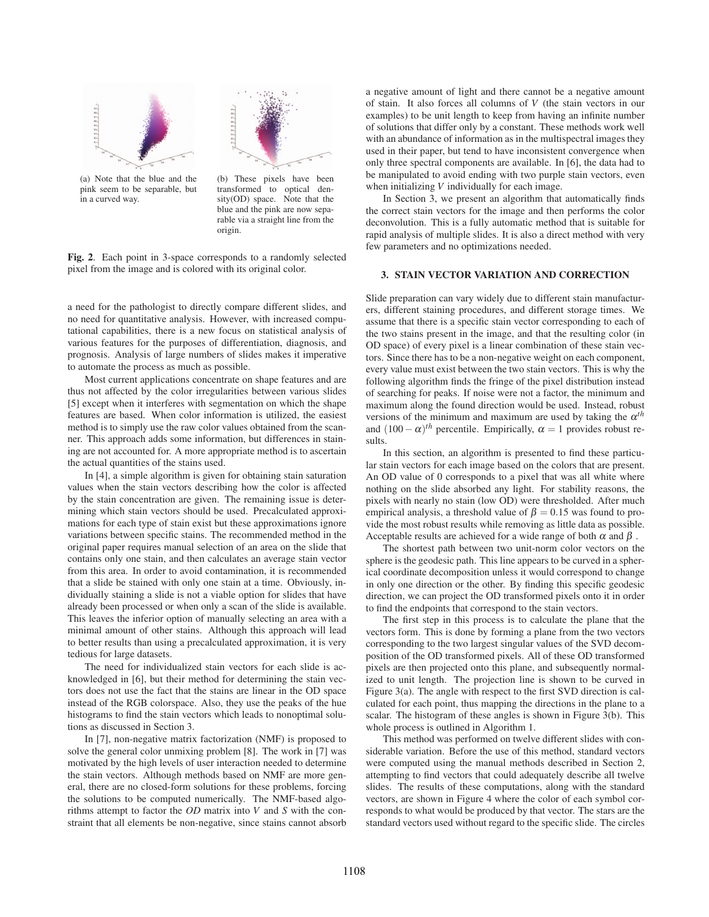(a) Note that the blue and the pink seem to be separable, but in a curved way.

(b) These pixels have been transformed to optical density(OD) space. Note that the blue and the pink are now separable via a straight line from the origin.

**Fig. 2**. Each point in 3-space corresponds to a randomly selected pixel from the image and is colored with its original color.

a need for the pathologist to directly compare different slides, and no need for quantitative analysis. However, with increased computational capabilities, there is a new focus on statistical analysis of various features for the purposes of differentiation, diagnosis, and prognosis. Analysis of large numbers of slides makes it imperative to automate the process as much as possible.

Most current applications concentrate on shape features and are thus not affected by the color irregularities between various slides [5] except when it interferes with segmentation on which the shape features are based. When color information is utilized, the easiest method is to simply use the raw color values obtained from the scanner. This approach adds some information, but differences in staining are not accounted for. A more appropriate method is to ascertain the actual quantities of the stains used.

In [4], a simple algorithm is given for obtaining stain saturation values when the stain vectors describing how the color is affected by the stain concentration are given. The remaining issue is determining which stain vectors should be used. Precalculated approximations for each type of stain exist but these approximations ignore variations between specific stains. The recommended method in the original paper requires manual selection of an area on the slide that contains only one stain, and then calculates an average stain vector from this area. In order to avoid contamination, it is recommended that a slide be stained with only one stain at a time. Obviously, individually staining a slide is not a viable option for slides that have already been processed or when only a scan of the slide is available. This leaves the inferior option of manually selecting an area with a minimal amount of other stains. Although this approach will lead to better results than using a precalculated approximation, it is very tedious for large datasets.

The need for individualized stain vectors for each slide is acknowledged in [6], but their method for determining the stain vectors does not use the fact that the stains are linear in the OD space instead of the RGB colorspace. Also, they use the peaks of the hue histograms to find the stain vectors which leads to nonoptimal solutions as discussed in Section 3.

In [7], non-negative matrix factorization (NMF) is proposed to solve the general color unmixing problem [8]. The work in [7] was motivated by the high levels of user interaction needed to determine the stain vectors. Although methods based on NMF are more general, there are no closed-form solutions for these problems, forcing the solutions to be computed numerically. The NMF-based algorithms attempt to factor the *OD* matrix into *V* and *S* with the constraint that all elements be non-negative, since stains cannot absorb a negative amount of light and there cannot be a negative amount of stain. It also forces all columns of *V* (the stain vectors in our examples) to be unit length to keep from having an infinite number of solutions that differ only by a constant. These methods work well with an abundance of information as in the multispectral images they used in their paper, but tend to have inconsistent convergence when only three spectral components are available. In [6], the data had to be manipulated to avoid ending with two purple stain vectors, even when initializing *V* individually for each image.

In Section 3, we present an algorithm that automatically finds the correct stain vectors for the image and then performs the color deconvolution. This is a fully automatic method that is suitable for rapid analysis of multiple slides. It is also a direct method with very few parameters and no optimizations needed.

## 3. STAIN VECTOR VARIATION AND CORRECTION

Slide preparation can vary widely due to different stain manufacturers, different staining procedures, and different storage times. We assume that there is a specific stain vector corresponding to each of the two stains present in the image, and that the resulting color (in OD space) of every pixel is a linear combination of these stain vectors. Since there has to be a non-negative weight on each component, every value must exist between the two stain vectors. This is why the following algorithm finds the fringe of the pixel distribution instead of searching for peaks. If noise were not a factor, the minimum and maximum along the found direction would be used. Instead, robust versions of the minimum and maximum are used by taking the $\alpha^{th}$ and $(100-\alpha)^{th}$ percentile. Empirically, $\alpha = 1$ provides robust results.

In this section, an algorithm is presented to find these particular stain vectors for each image based on the colors that are present. An OD value of 0 corresponds to a pixel that was all white where nothing on the slide absorbed any light. For stability reasons, the pixels with nearly no stain (low OD) were thresholded. After much empirical analysis, a threshold value of $\beta = 0.15$ was found to provide the most robust results while removing as little data as possible. Acceptable results are achieved for a wide range of both $\alpha$ and $\beta$ .

The shortest path between two unit-norm color vectors on the sphere is the geodesic path. This line appears to be curved in a spherical coordinate decomposition unless it would correspond to change in only one direction or the other. By finding this specific geodesic direction, we can project the OD transformed pixels onto it in order to find the endpoints that correspond to the stain vectors.

The first step in this process is to calculate the plane that the vectors form. This is done by forming a plane from the two vectors corresponding to the two largest singular values of the SVD decomposition of the OD transformed pixels. All of these OD transformed pixels are then projected onto this plane, and subsequently normalized to unit length. The projection line is shown to be curved in Figure 3(a). The angle with respect to the first SVD direction is calculated for each point, thus mapping the directions in the plane to a scalar. The histogram of these angles is shown in Figure 3(b). This whole process is outlined in Algorithm 1.

This method was performed on twelve different slides with considerable variation. Before the use of this method, standard vectors were computed using the manual methods described in Section 2, attempting to find vectors that could adequately describe all twelve slides. The results of these computations, along with the standard vectors, are shown in Figure 4 where the color of each symbol corresponds to what would be produced by that vector. The stars are the standard vectors used without regard to the specific slide. The circles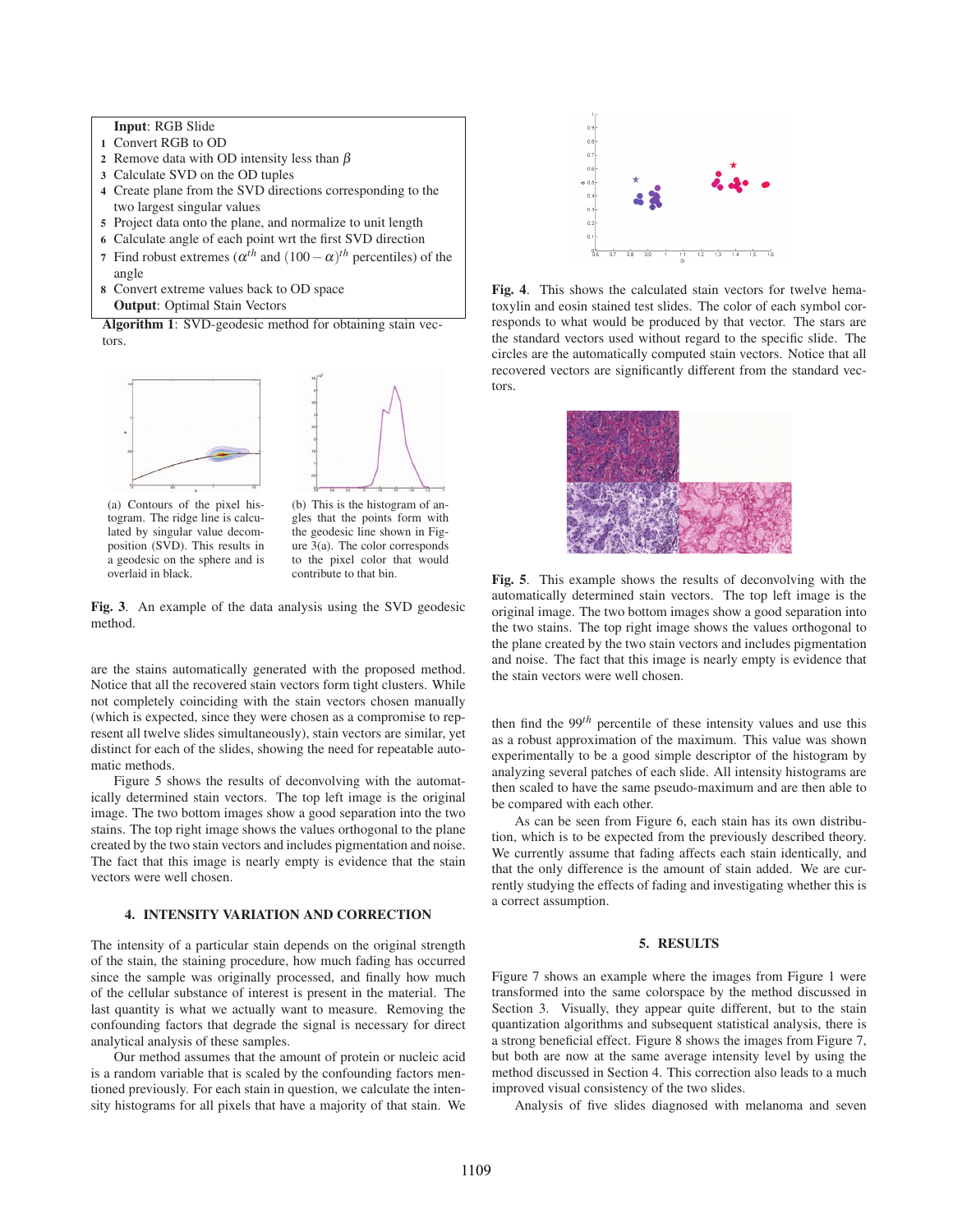**Input**: RGB Slide

1. Convert RGB to OD
2. Remove data with OD intensity less than $\beta$
3. Calculate SVD on the OD tuples
4. Create plane from the SVD directions corresponding to the two largest singular values
5. Project data onto the plane, and normalize to unit length
6. Calculate angle of each point wrt the first SVD direction
7. Find robust extremes ($\alpha^{th}$ and $(100-\alpha)^{th}$ percentiles) of the angle
8. Convert extreme values back to OD space

**Output**: Optimal Stain Vectors

**Algorithm 1**: SVD-geodesic method for obtaining stain vectors.

(a) Contours of the pixel histogram. The ridge line is calculated by singular value decomposition (SVD). This results in a geodesic on the sphere and is overlaid in black.

(b) This is the histogram of angles that the points form with the geodesic line shown in Figure 3(a). The color corresponds to the pixel color that would contribute to that bin.

**Fig. 3**. An example of the data analysis using the SVD geodesic method.

are the stains automatically generated with the proposed method. Notice that all the recovered stain vectors form tight clusters. While not completely coinciding with the stain vectors chosen manually (which is expected, since they were chosen as a compromise to represent all twelve slides simultaneously), stain vectors are similar, yet distinct for each of the slides, showing the need for repeatable automatic methods.

Figure 5 shows the results of deconvolving with the automatically determined stain vectors. The top left image is the original image. The two bottom images show a good separation into the two stains. The top right image shows the values orthogonal to the plane created by the two stain vectors and includes pigmentation and noise. The fact that this image is nearly empty is evidence that the stain vectors were well chosen.

## 4. INTENSITY VARIATION AND CORRECTION

The intensity of a particular stain depends on the original strength of the stain, the staining procedure, how much fading has occurred since the sample was originally processed, and finally how much of the cellular substance of interest is present in the material. The last quantity is what we actually want to measure. Removing the confounding factors that degrade the signal is necessary for direct analytical analysis of these samples.

Our method assumes that the amount of protein or nucleic acid is a random variable that is scaled by the confounding factors mentioned previously. For each stain in question, we calculate the intensity histograms for all pixels that have a majority of that stain. We then find the $99^{th}$ percentile of these intensity values and use this as a robust approximation of the maximum. This value was shown experimentally to be a good simple descriptor of the histogram by analyzing several patches of each slide. All intensity histograms are then scaled to have the same pseudo-maximum and are then able to be compared with each other.

**Fig. 4**. This shows the calculated stain vectors for twelve hematoxylin and eosin stained test slides. The color of each symbol corresponds to what would be produced by that vector. The stars are the standard vectors used without regard to the specific slide. The circles are the automatically computed stain vectors. Notice that all recovered vectors are significantly different from the standard vectors.

**Fig. 5**. This example shows the results of deconvolving with the automatically determined stain vectors. The top left image is the original image. The two bottom images show a good separation into the two stains. The top right image shows the values orthogonal to the plane created by the two stain vectors and includes pigmentation and noise. The fact that this image is nearly empty is evidence that the stain vectors were well chosen.

As can be seen from Figure 6, each stain has its own distribution, which is to be expected from the previously described theory. We currently assume that fading affects each stain identically, and that the only difference is the amount of stain added. We are currently studying the effects of fading and investigating whether this is a correct assumption.

## 5. RESULTS

Figure 7 shows an example where the images from Figure 1 were transformed into the same colorspace by the method discussed in Section 3. Visually, they appear quite different, but to the stain quantization algorithms and subsequent statistical analysis, there is a strong beneficial effect. Figure 8 shows the images from Figure 7, but both are now at the same average intensity level by using the method discussed in Section 4. This correction also leads to a much improved visual consistency of the two slides.

Analysis of five slides diagnosed with melanoma and seven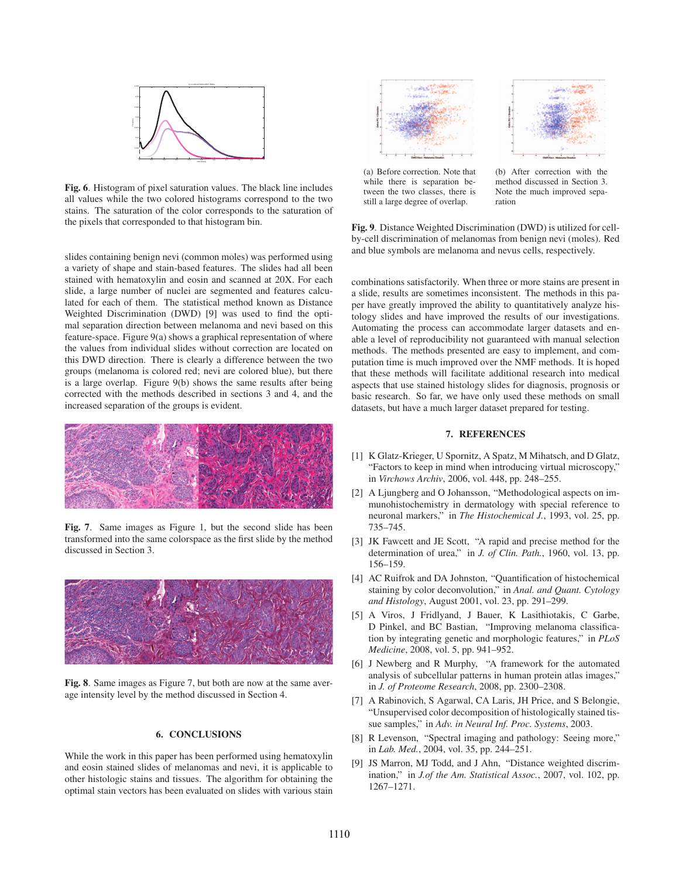**Fig. 6**. Histogram of pixel saturation values. The black line includes all values while the two colored histograms correspond to the two stains. The saturation of the color corresponds to the saturation of the pixels that corresponded to that histogram bin.

slides containing benign nevi (common moles) was performed using a variety of shape and stain-based features. The slides had all been stained with hematoxylin and eosin and scanned at 20X. For each slide, a large number of nuclei are segmented and features calculated for each of them. The statistical method known as Distance Weighted Discrimination (DWD) [9] was used to find the optimal separation direction between melanoma and nevi based on this feature-space. Figure 9(a) shows a graphical representation of where the values from individual slides without correction are located on this DWD direction. There is clearly a difference between the two groups (melanoma is colored red; nevi are colored blue), but there is a large overlap. Figure 9(b) shows the same results after being corrected with the methods described in sections 3 and 4, and the increased separation of the groups is evident.

**Fig. 7**. Same images as Figure 1, but the second slide has been transformed into the same colorspace as the first slide by the method discussed in Section 3.

**Fig. 8**. Same images as Figure 7, but both are now at the same average intensity level by the method discussed in Section 4.

## 6. CONCLUSIONS

While the work in this paper has been performed using hematoxylin and eosin stained slides of melanomas and nevi, it is applicable to other histologic stains and tissues. The algorithm for obtaining the optimal stain vectors has been evaluated on slides with various stain combinations satisfactorily. When three or more stains are present in a slide, results are sometimes inconsistent. The methods in this paper have greatly improved the ability to quantitatively analyze histology slides and have improved the results of our investigations. Automating the process can accommodate larger datasets and enable a level of reproducibility not guaranteed with manual selection methods. The methods presented are easy to implement, and computation time is much improved over the NMF methods. It is hoped that these methods will facilitate additional research into medical aspects that use stained histology slides for diagnosis, prognosis or basic research. So far, we have only used these methods on small datasets, but have a much larger dataset prepared for testing.

(a) Before correction. Note that while there is separation between the two classes, there is still a large degree of overlap.

(b) After correction with the method discussed in Section 3. Note the much improved separation

**Fig. 9**. Distance Weighted Discrimination (DWD) is utilized for cell-by-cell discrimination of melanomas from benign nevi (moles). Red and blue symbols are melanoma and nevus cells, respectively.

## 7. REFERENCES

[1] K Glatz-Krieger, U Spornitz, A Spatz, M Mihatsch, and D Glatz, "Factors to keep in mind when introducing virtual microscopy," in *Virchows Archiv*, 2006, vol. 448, pp. 248–255.

[2] A Ljungberg and O Johansson, "Methodological aspects on immunohistochemistry in dermatology with special reference to neuronal markers," in *The Histochemical J.*, 1993, vol. 25, pp. 735–745.

[3] JK Fawcett and JE Scott, "A rapid and precise method for the determination of urea," in *J. of Clin. Path.*, 1960, vol. 13, pp. 156–159.

[4] AC Ruifrok and DA Johnston, "Quantification of histochemical staining by color deconvolution," in *Anal. and Quant. Cytology and Histology*, August 2001, vol. 23, pp. 291–299.

[5] A Viros, J Fridlyand, J Bauer, K Lasithiotakis, C Garbe, D Pinkel, and BC Bastian, "Improving melanoma classification by integrating genetic and morphologic features," in *PLoS Medicine*, 2008, vol. 5, pp. 941–952.

[6] J Newberg and R Murphy, "A framework for the automated analysis of subcellular patterns in human protein atlas images," in *J. of Proteome Research*, 2008, pp. 2300–2308.

[7] A Rabinovich, S Agarwal, CA Laris, JH Price, and S Belongie, "Unsupervised color decomposition of histologically stained tissue samples," in *Adv. in Neural Inf. Proc. Systems*, 2003.

[8] R Levenson, "Spectral imaging and pathology: Seeing more," in *Lab. Med.*, 2004, vol. 35, pp. 244–251.

[9] JS Marron, MJ Todd, and J Ahn, "Distance weighted discrimination," in *J.of the Am. Statistical Assoc.*, 2007, vol. 102, pp. 1267–1271.